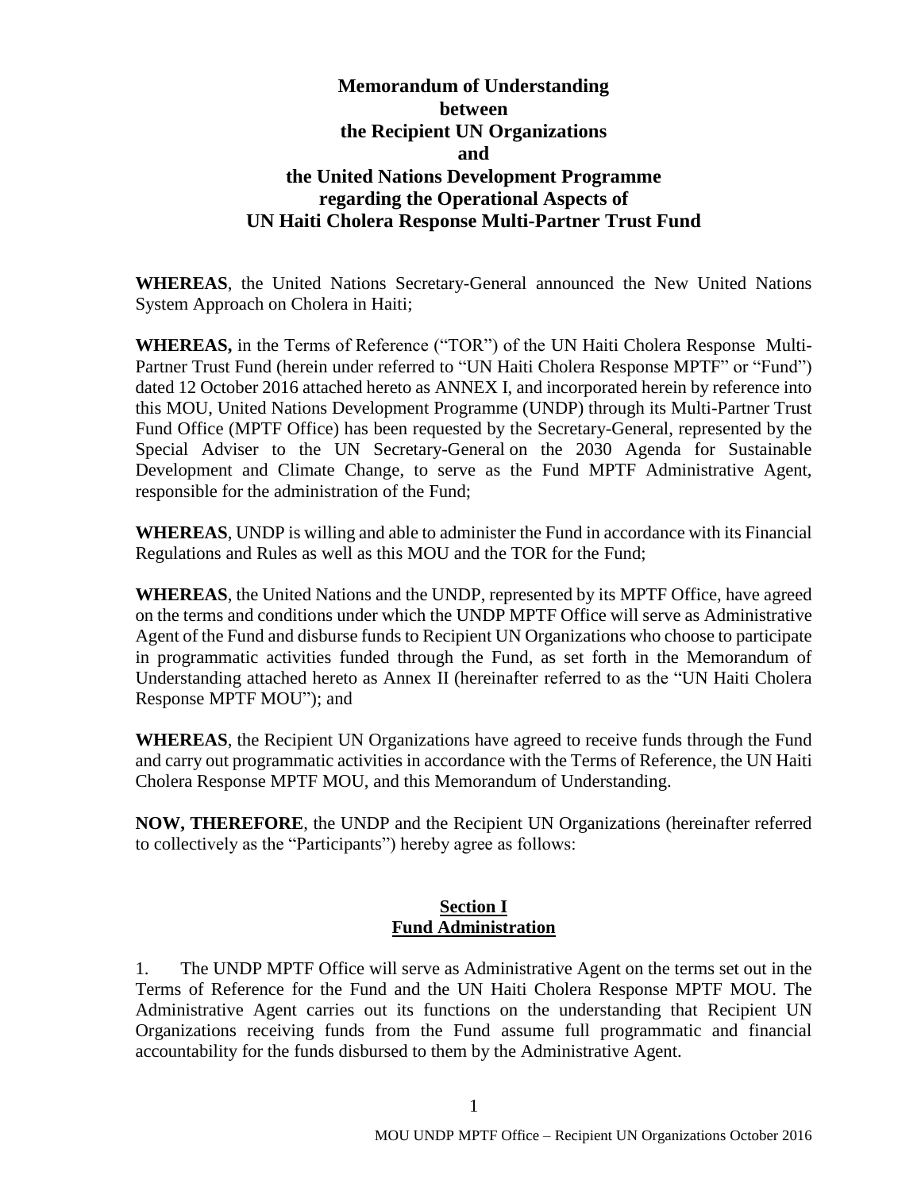# Memorandum of Understanding between the Recipient UN Organizations and the United Nations Development Programme regarding the Operational Aspects of UN Haiti Cholera Response Multi-Partner Trust Fund

**WHEREAS**, the United Nations Secretary-General announced the New United Nations System Approach on Cholera in Haiti;

**WHEREAS,** in the Terms of Reference ("TOR") of the UN Haiti Cholera Response Multi-Partner Trust Fund (herein under referred to "UN Haiti Cholera Response MPTF" or "Fund") dated 12 October 2016 attached hereto as ANNEX I, and incorporated herein by reference into this MOU, United Nations Development Programme (UNDP) through its Multi-Partner Trust Fund Office (MPTF Office) has been requested by the Secretary-General, represented by the Special Adviser to the UN Secretary-General on the 2030 Agenda for Sustainable Development and Climate Change, to serve as the Fund MPTF Administrative Agent, responsible for the administration of the Fund;

**WHEREAS**, UNDP is willing and able to administer the Fund in accordance with its Financial Regulations and Rules as well as this MOU and the TOR for the Fund;

**WHEREAS**, the United Nations and the UNDP, represented by its MPTF Office, have agreed on the terms and conditions under which the UNDP MPTF Office will serve as Administrative Agent of the Fund and disburse funds to Recipient UN Organizations who choose to participate in programmatic activities funded through the Fund, as set forth in the Memorandum of Understanding attached hereto as Annex II (hereinafter referred to as the "UN Haiti Cholera Response MPTF MOU"); and

**WHEREAS**, the Recipient UN Organizations have agreed to receive funds through the Fund and carry out programmatic activities in accordance with the Terms of Reference, the UN Haiti Cholera Response MPTF MOU, and this Memorandum of Understanding.

**NOW, THEREFORE**, the UNDP and the Recipient UN Organizations (hereinafter referred to collectively as the "Participants") hereby agree as follows:

## Section I
## Fund Administration

1. The UNDP MPTF Office will serve as Administrative Agent on the terms set out in the Terms of Reference for the Fund and the UN Haiti Cholera Response MPTF MOU. The Administrative Agent carries out its functions on the understanding that Recipient UN Organizations receiving funds from the Fund assume full programmatic and financial accountability for the funds disbursed to them by the Administrative Agent.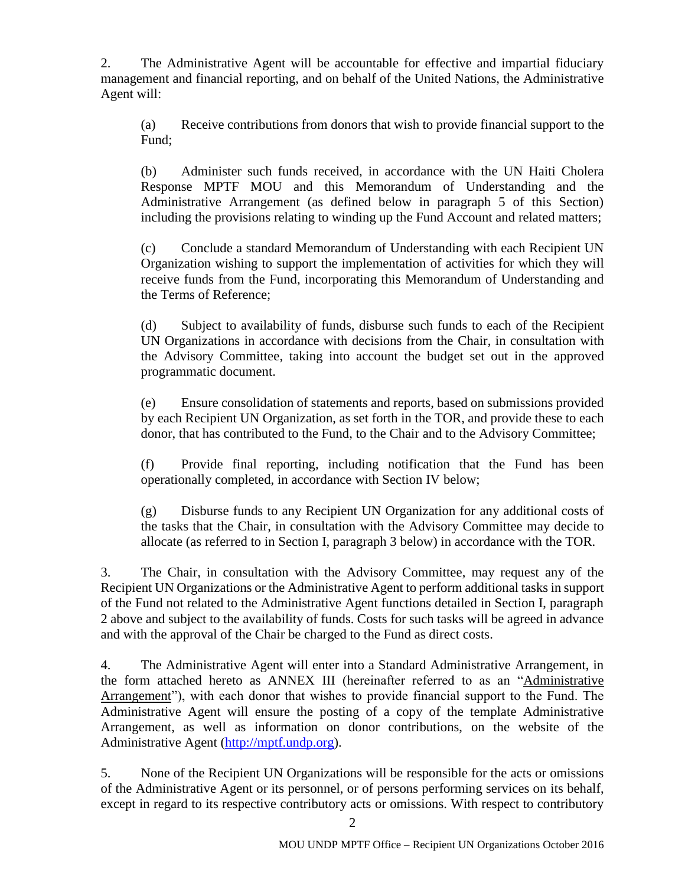2. The Administrative Agent will be accountable for effective and impartial fiduciary management and financial reporting, and on behalf of the United Nations, the Administrative Agent will:

(a) Receive contributions from donors that wish to provide financial support to the Fund;

(b) Administer such funds received, in accordance with the UN Haiti Cholera Response MPTF MOU and this Memorandum of Understanding and the Administrative Arrangement (as defined below in paragraph 5 of this Section) including the provisions relating to winding up the Fund Account and related matters;

(c) Conclude a standard Memorandum of Understanding with each Recipient UN Organization wishing to support the implementation of activities for which they will receive funds from the Fund, incorporating this Memorandum of Understanding and the Terms of Reference;

(d) Subject to availability of funds, disburse such funds to each of the Recipient UN Organizations in accordance with decisions from the Chair, in consultation with the Advisory Committee, taking into account the budget set out in the approved programmatic document.

(e) Ensure consolidation of statements and reports, based on submissions provided by each Recipient UN Organization, as set forth in the TOR, and provide these to each donor, that has contributed to the Fund, to the Chair and to the Advisory Committee;

(f) Provide final reporting, including notification that the Fund has been operationally completed, in accordance with Section IV below;

(g) Disburse funds to any Recipient UN Organization for any additional costs of the tasks that the Chair, in consultation with the Advisory Committee may decide to allocate (as referred to in Section I, paragraph 3 below) in accordance with the TOR.

3. The Chair, in consultation with the Advisory Committee, may request any of the Recipient UN Organizations or the Administrative Agent to perform additional tasks in support of the Fund not related to the Administrative Agent functions detailed in Section I, paragraph 2 above and subject to the availability of funds. Costs for such tasks will be agreed in advance and with the approval of the Chair be charged to the Fund as direct costs.

4. The Administrative Agent will enter into a Standard Administrative Arrangement, in the form attached hereto as ANNEX III (hereinafter referred to as an "Administrative Arrangement"), with each donor that wishes to provide financial support to the Fund. The Administrative Agent will ensure the posting of a copy of the template Administrative Arrangement, as well as information on donor contributions, on the website of the Administrative Agent (http://mptf.undp.org).

5. None of the Recipient UN Organizations will be responsible for the acts or omissions of the Administrative Agent or its personnel, or of persons performing services on its behalf, except in regard to its respective contributory acts or omissions. With respect to contributory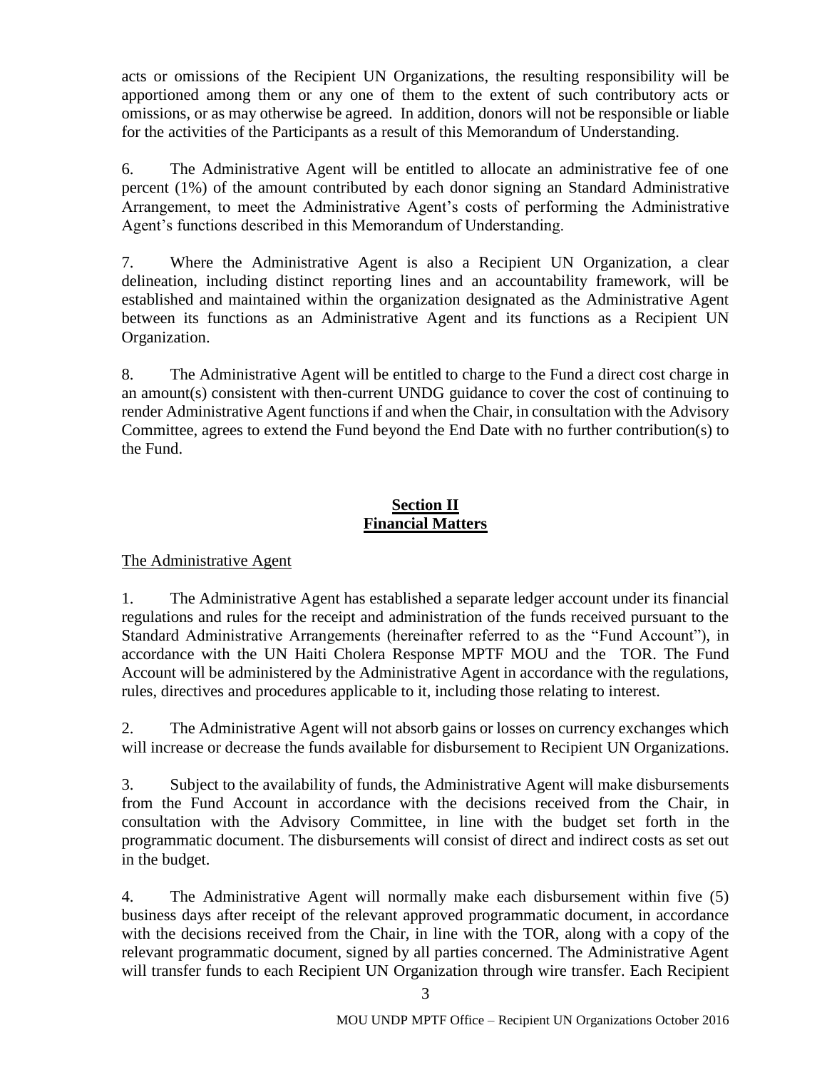acts or omissions of the Recipient UN Organizations, the resulting responsibility will be apportioned among them or any one of them to the extent of such contributory acts or omissions, or as may otherwise be agreed. In addition, donors will not be responsible or liable for the activities of the Participants as a result of this Memorandum of Understanding.

6. The Administrative Agent will be entitled to allocate an administrative fee of one percent (1%) of the amount contributed by each donor signing an Standard Administrative Arrangement, to meet the Administrative Agent's costs of performing the Administrative Agent's functions described in this Memorandum of Understanding.

7. Where the Administrative Agent is also a Recipient UN Organization, a clear delineation, including distinct reporting lines and an accountability framework, will be established and maintained within the organization designated as the Administrative Agent between its functions as an Administrative Agent and its functions as a Recipient UN Organization.

8. The Administrative Agent will be entitled to charge to the Fund a direct cost charge in an amount(s) consistent with then-current UNDG guidance to cover the cost of continuing to render Administrative Agent functions if and when the Chair, in consultation with the Advisory Committee, agrees to extend the Fund beyond the End Date with no further contribution(s) to the Fund.

## Section II
## Financial Matters

The Administrative Agent

1. The Administrative Agent has established a separate ledger account under its financial regulations and rules for the receipt and administration of the funds received pursuant to the Standard Administrative Arrangements (hereinafter referred to as the "Fund Account"), in accordance with the UN Haiti Cholera Response MPTF MOU and the TOR. The Fund Account will be administered by the Administrative Agent in accordance with the regulations, rules, directives and procedures applicable to it, including those relating to interest.

2. The Administrative Agent will not absorb gains or losses on currency exchanges which will increase or decrease the funds available for disbursement to Recipient UN Organizations.

3. Subject to the availability of funds, the Administrative Agent will make disbursements from the Fund Account in accordance with the decisions received from the Chair, in consultation with the Advisory Committee, in line with the budget set forth in the programmatic document. The disbursements will consist of direct and indirect costs as set out in the budget.

4. The Administrative Agent will normally make each disbursement within five (5) business days after receipt of the relevant approved programmatic document, in accordance with the decisions received from the Chair, in line with the TOR, along with a copy of the relevant programmatic document, signed by all parties concerned. The Administrative Agent will transfer funds to each Recipient UN Organization through wire transfer. Each Recipient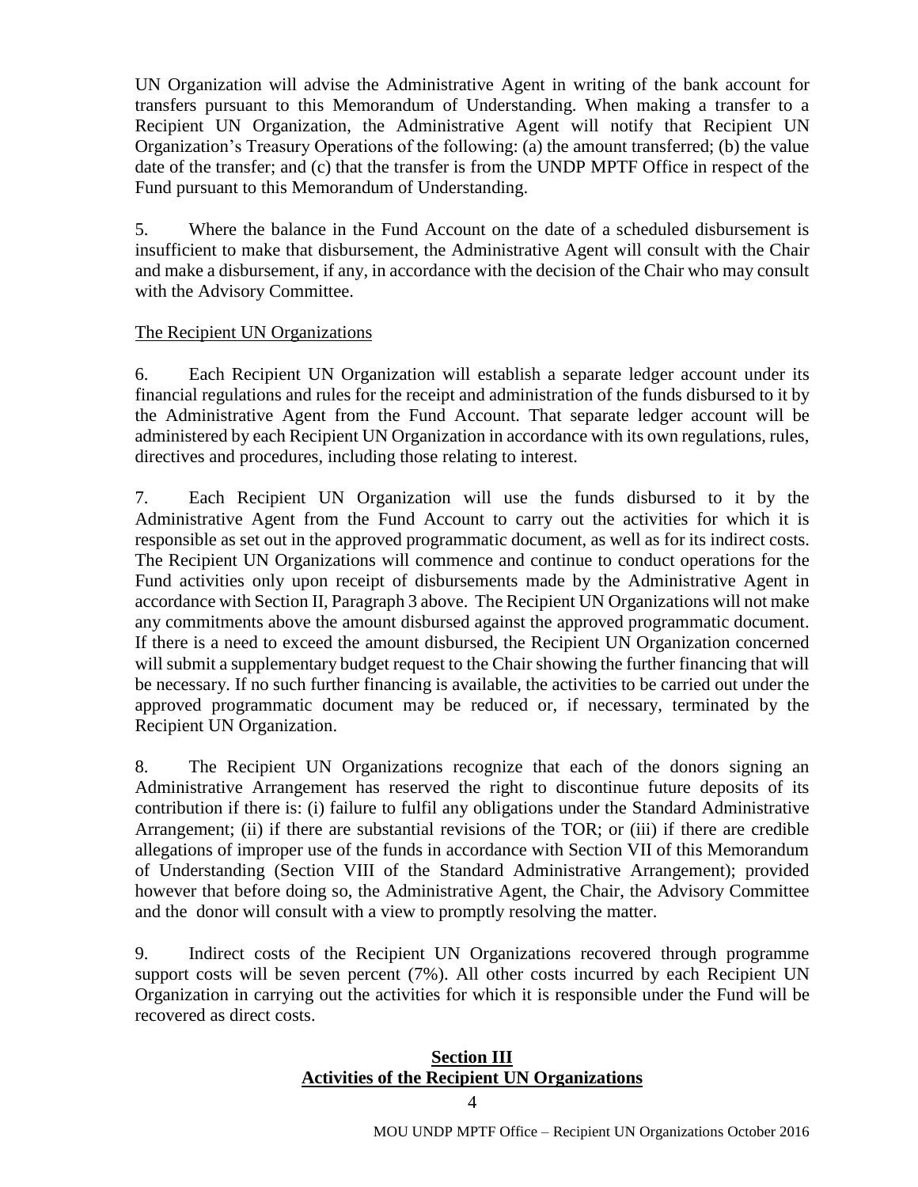UN Organization will advise the Administrative Agent in writing of the bank account for transfers pursuant to this Memorandum of Understanding. When making a transfer to a Recipient UN Organization, the Administrative Agent will notify that Recipient UN Organization's Treasury Operations of the following: (a) the amount transferred; (b) the value date of the transfer; and (c) that the transfer is from the UNDP MPTF Office in respect of the Fund pursuant to this Memorandum of Understanding.

5. Where the balance in the Fund Account on the date of a scheduled disbursement is insufficient to make that disbursement, the Administrative Agent will consult with the Chair and make a disbursement, if any, in accordance with the decision of the Chair who may consult with the Advisory Committee.

The Recipient UN Organizations

6. Each Recipient UN Organization will establish a separate ledger account under its financial regulations and rules for the receipt and administration of the funds disbursed to it by the Administrative Agent from the Fund Account. That separate ledger account will be administered by each Recipient UN Organization in accordance with its own regulations, rules, directives and procedures, including those relating to interest.

7. Each Recipient UN Organization will use the funds disbursed to it by the Administrative Agent from the Fund Account to carry out the activities for which it is responsible as set out in the approved programmatic document, as well as for its indirect costs. The Recipient UN Organizations will commence and continue to conduct operations for the Fund activities only upon receipt of disbursements made by the Administrative Agent in accordance with Section II, Paragraph 3 above. The Recipient UN Organizations will not make any commitments above the amount disbursed against the approved programmatic document. If there is a need to exceed the amount disbursed, the Recipient UN Organization concerned will submit a supplementary budget request to the Chair showing the further financing that will be necessary. If no such further financing is available, the activities to be carried out under the approved programmatic document may be reduced or, if necessary, terminated by the Recipient UN Organization.

8. The Recipient UN Organizations recognize that each of the donors signing an Administrative Arrangement has reserved the right to discontinue future deposits of its contribution if there is: (i) failure to fulfil any obligations under the Standard Administrative Arrangement; (ii) if there are substantial revisions of the TOR; or (iii) if there are credible allegations of improper use of the funds in accordance with Section VII of this Memorandum of Understanding (Section VIII of the Standard Administrative Arrangement); provided however that before doing so, the Administrative Agent, the Chair, the Advisory Committee and the donor will consult with a view to promptly resolving the matter.

9. Indirect costs of the Recipient UN Organizations recovered through programme support costs will be seven percent (7%). All other costs incurred by each Recipient UN Organization in carrying out the activities for which it is responsible under the Fund will be recovered as direct costs.

## Section III
## Activities of the Recipient UN Organizations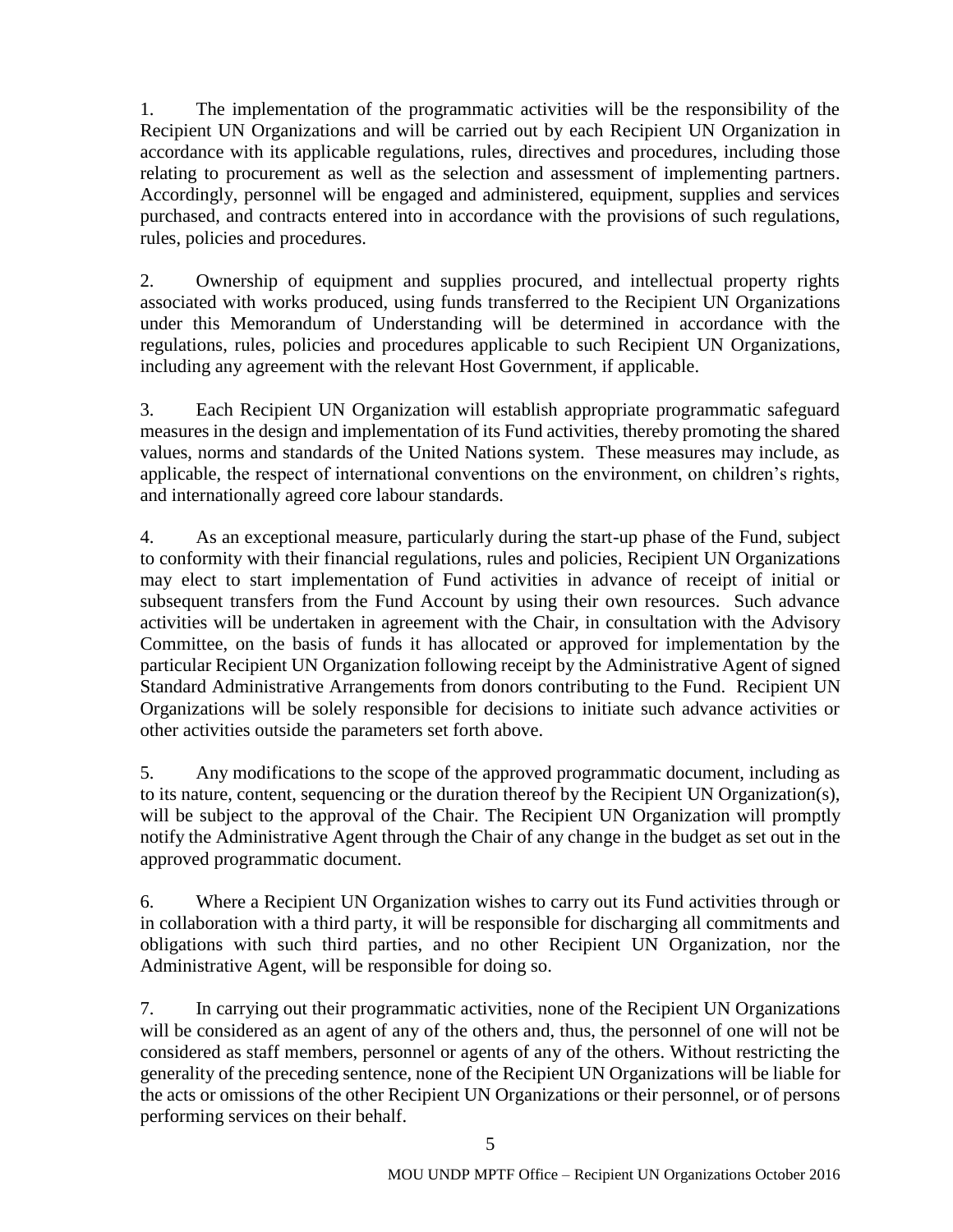1. The implementation of the programmatic activities will be the responsibility of the Recipient UN Organizations and will be carried out by each Recipient UN Organization in accordance with its applicable regulations, rules, directives and procedures, including those relating to procurement as well as the selection and assessment of implementing partners. Accordingly, personnel will be engaged and administered, equipment, supplies and services purchased, and contracts entered into in accordance with the provisions of such regulations, rules, policies and procedures.

2. Ownership of equipment and supplies procured, and intellectual property rights associated with works produced, using funds transferred to the Recipient UN Organizations under this Memorandum of Understanding will be determined in accordance with the regulations, rules, policies and procedures applicable to such Recipient UN Organizations, including any agreement with the relevant Host Government, if applicable.

3. Each Recipient UN Organization will establish appropriate programmatic safeguard measures in the design and implementation of its Fund activities, thereby promoting the shared values, norms and standards of the United Nations system. These measures may include, as applicable, the respect of international conventions on the environment, on children's rights, and internationally agreed core labour standards.

4. As an exceptional measure, particularly during the start-up phase of the Fund, subject to conformity with their financial regulations, rules and policies, Recipient UN Organizations may elect to start implementation of Fund activities in advance of receipt of initial or subsequent transfers from the Fund Account by using their own resources. Such advance activities will be undertaken in agreement with the Chair, in consultation with the Advisory Committee, on the basis of funds it has allocated or approved for implementation by the particular Recipient UN Organization following receipt by the Administrative Agent of signed Standard Administrative Arrangements from donors contributing to the Fund. Recipient UN Organizations will be solely responsible for decisions to initiate such advance activities or other activities outside the parameters set forth above.

5. Any modifications to the scope of the approved programmatic document, including as to its nature, content, sequencing or the duration thereof by the Recipient UN Organization(s), will be subject to the approval of the Chair. The Recipient UN Organization will promptly notify the Administrative Agent through the Chair of any change in the budget as set out in the approved programmatic document.

6. Where a Recipient UN Organization wishes to carry out its Fund activities through or in collaboration with a third party, it will be responsible for discharging all commitments and obligations with such third parties, and no other Recipient UN Organization, nor the Administrative Agent, will be responsible for doing so.

7. In carrying out their programmatic activities, none of the Recipient UN Organizations will be considered as an agent of any of the others and, thus, the personnel of one will not be considered as staff members, personnel or agents of any of the others. Without restricting the generality of the preceding sentence, none of the Recipient UN Organizations will be liable for the acts or omissions of the other Recipient UN Organizations or their personnel, or of persons performing services on their behalf.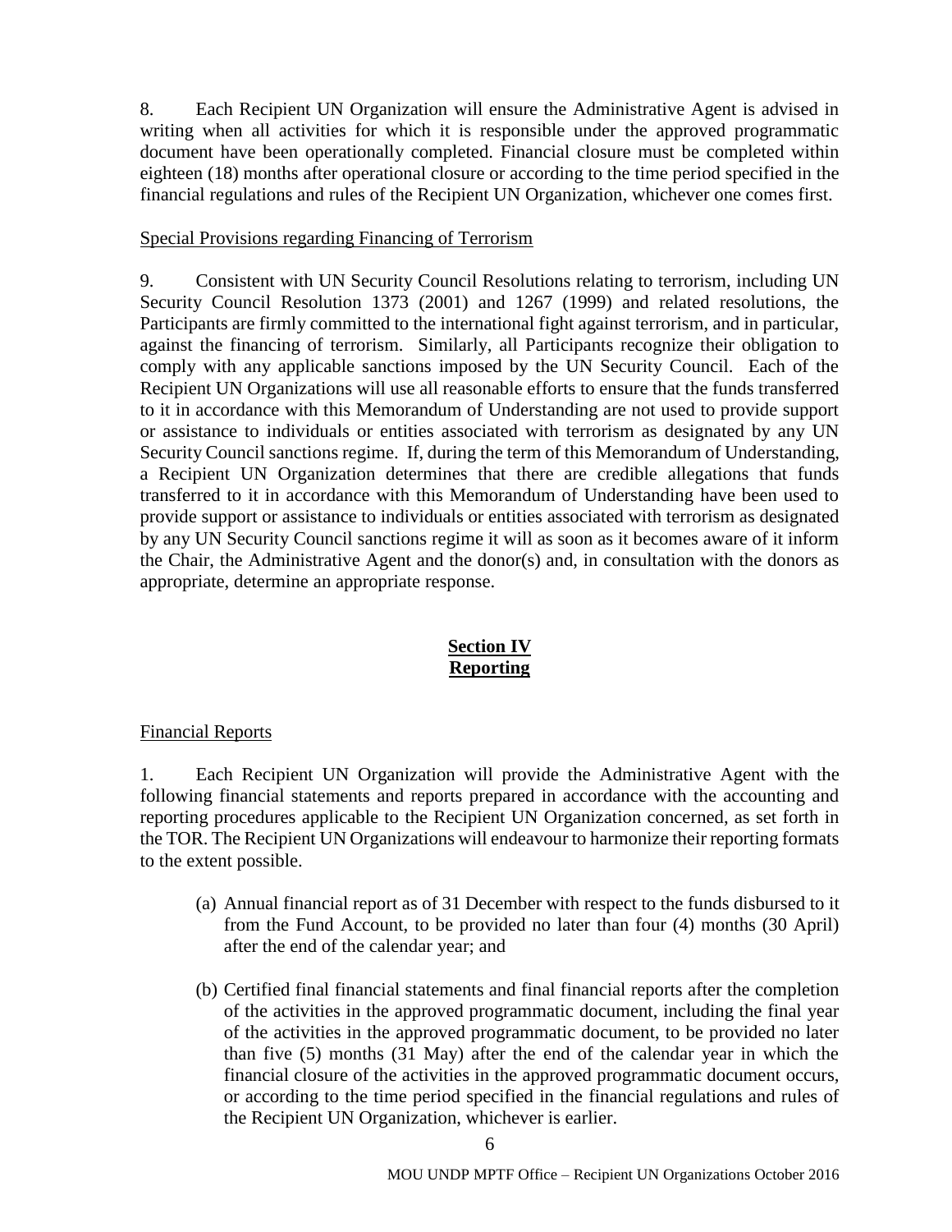8. Each Recipient UN Organization will ensure the Administrative Agent is advised in writing when all activities for which it is responsible under the approved programmatic document have been operationally completed. Financial closure must be completed within eighteen (18) months after operational closure or according to the time period specified in the financial regulations and rules of the Recipient UN Organization, whichever one comes first.

<u>Special Provisions regarding Financing of Terrorism</u>

9. Consistent with UN Security Council Resolutions relating to terrorism, including UN Security Council Resolution 1373 (2001) and 1267 (1999) and related resolutions, the Participants are firmly committed to the international fight against terrorism, and in particular, against the financing of terrorism. Similarly, all Participants recognize their obligation to comply with any applicable sanctions imposed by the UN Security Council. Each of the Recipient UN Organizations will use all reasonable efforts to ensure that the funds transferred to it in accordance with this Memorandum of Understanding are not used to provide support or assistance to individuals or entities associated with terrorism as designated by any UN Security Council sanctions regime. If, during the term of this Memorandum of Understanding, a Recipient UN Organization determines that there are credible allegations that funds transferred to it in accordance with this Memorandum of Understanding have been used to provide support or assistance to individuals or entities associated with terrorism as designated by any UN Security Council sanctions regime it will as soon as it becomes aware of it inform the Chair, the Administrative Agent and the donor(s) and, in consultation with the donors as appropriate, determine an appropriate response.

## Section IV
## Reporting

<u>Financial Reports</u>

1. Each Recipient UN Organization will provide the Administrative Agent with the following financial statements and reports prepared in accordance with the accounting and reporting procedures applicable to the Recipient UN Organization concerned, as set forth in the TOR. The Recipient UN Organizations will endeavour to harmonize their reporting formats to the extent possible.

   (a) Annual financial report as of 31 December with respect to the funds disbursed to it from the Fund Account, to be provided no later than four (4) months (30 April) after the end of the calendar year; and

   (b) Certified final financial statements and final financial reports after the completion of the activities in the approved programmatic document, including the final year of the activities in the approved programmatic document, to be provided no later than five (5) months (31 May) after the end of the calendar year in which the financial closure of the activities in the approved programmatic document occurs, or according to the time period specified in the financial regulations and rules of the Recipient UN Organization, whichever is earlier.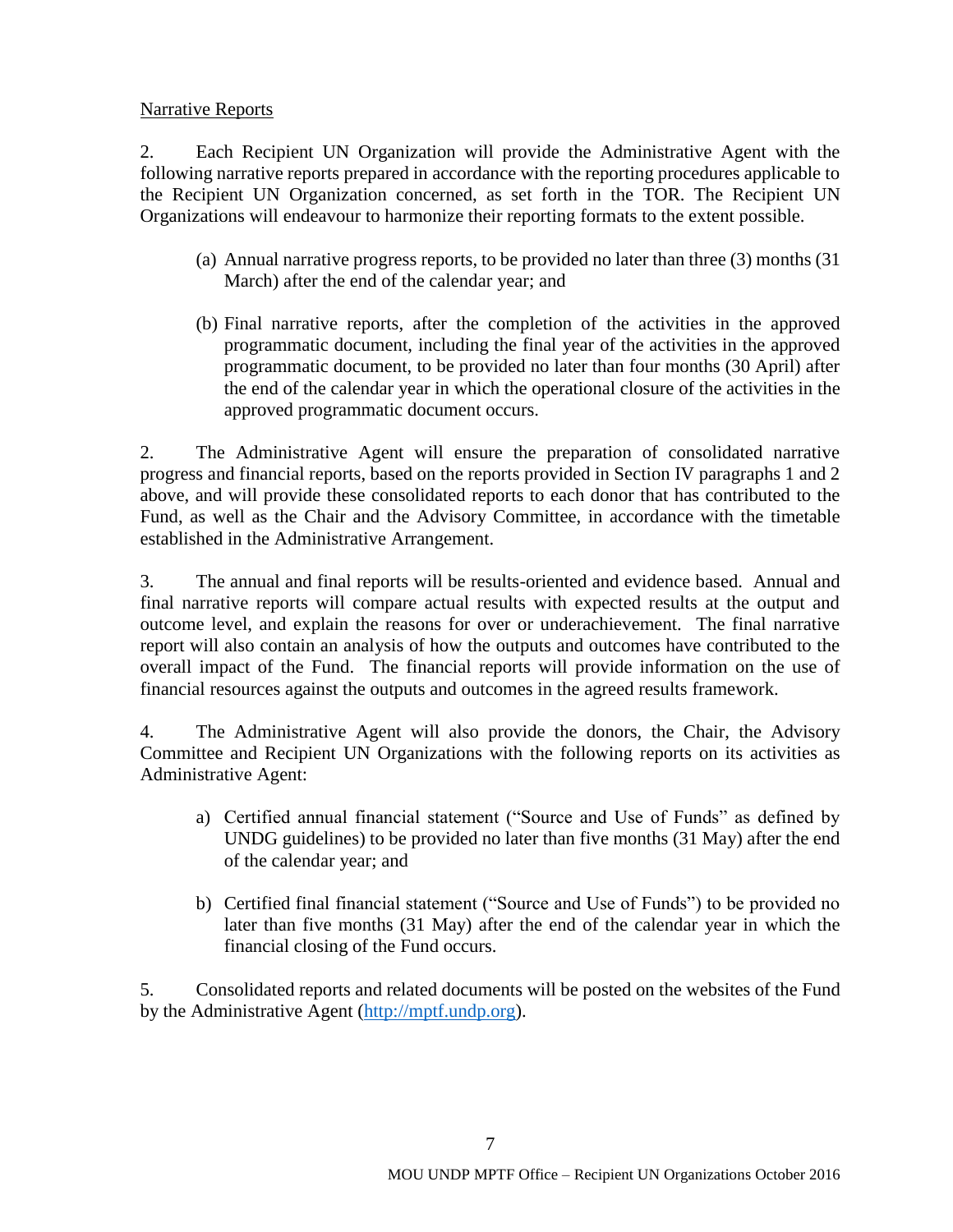Narrative Reports

2. Each Recipient UN Organization will provide the Administrative Agent with the following narrative reports prepared in accordance with the reporting procedures applicable to the Recipient UN Organization concerned, as set forth in the TOR. The Recipient UN Organizations will endeavour to harmonize their reporting formats to the extent possible.

(a) Annual narrative progress reports, to be provided no later than three (3) months (31 March) after the end of the calendar year; and

(b) Final narrative reports, after the completion of the activities in the approved programmatic document, including the final year of the activities in the approved programmatic document, to be provided no later than four months (30 April) after the end of the calendar year in which the operational closure of the activities in the approved programmatic document occurs.

2. The Administrative Agent will ensure the preparation of consolidated narrative progress and financial reports, based on the reports provided in Section IV paragraphs 1 and 2 above, and will provide these consolidated reports to each donor that has contributed to the Fund, as well as the Chair and the Advisory Committee, in accordance with the timetable established in the Administrative Arrangement.

3. The annual and final reports will be results-oriented and evidence based. Annual and final narrative reports will compare actual results with expected results at the output and outcome level, and explain the reasons for over or underachievement. The final narrative report will also contain an analysis of how the outputs and outcomes have contributed to the overall impact of the Fund. The financial reports will provide information on the use of financial resources against the outputs and outcomes in the agreed results framework.

4. The Administrative Agent will also provide the donors, the Chair, the Advisory Committee and Recipient UN Organizations with the following reports on its activities as Administrative Agent:

a) Certified annual financial statement ("Source and Use of Funds" as defined by UNDG guidelines) to be provided no later than five months (31 May) after the end of the calendar year; and

b) Certified final financial statement ("Source and Use of Funds") to be provided no later than five months (31 May) after the end of the calendar year in which the financial closing of the Fund occurs.

5. Consolidated reports and related documents will be posted on the websites of the Fund by the Administrative Agent (http://mptf.undp.org).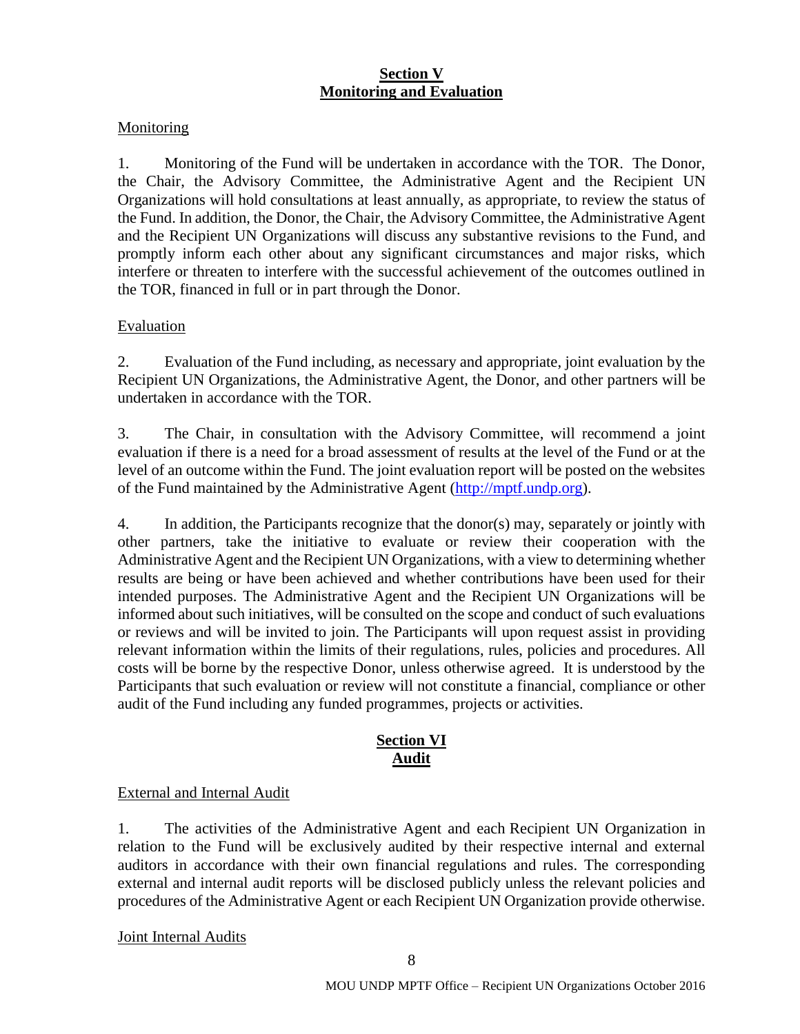## Section V
## Monitoring and Evaluation

Monitoring

1. Monitoring of the Fund will be undertaken in accordance with the TOR. The Donor, the Chair, the Advisory Committee, the Administrative Agent and the Recipient UN Organizations will hold consultations at least annually, as appropriate, to review the status of the Fund. In addition, the Donor, the Chair, the Advisory Committee, the Administrative Agent and the Recipient UN Organizations will discuss any substantive revisions to the Fund, and promptly inform each other about any significant circumstances and major risks, which interfere or threaten to interfere with the successful achievement of the outcomes outlined in the TOR, financed in full or in part through the Donor.

Evaluation

2. Evaluation of the Fund including, as necessary and appropriate, joint evaluation by the Recipient UN Organizations, the Administrative Agent, the Donor, and other partners will be undertaken in accordance with the TOR.

3. The Chair, in consultation with the Advisory Committee, will recommend a joint evaluation if there is a need for a broad assessment of results at the level of the Fund or at the level of an outcome within the Fund. The joint evaluation report will be posted on the websites of the Fund maintained by the Administrative Agent (http://mptf.undp.org).

4. In addition, the Participants recognize that the donor(s) may, separately or jointly with other partners, take the initiative to evaluate or review their cooperation with the Administrative Agent and the Recipient UN Organizations, with a view to determining whether results are being or have been achieved and whether contributions have been used for their intended purposes. The Administrative Agent and the Recipient UN Organizations will be informed about such initiatives, will be consulted on the scope and conduct of such evaluations or reviews and will be invited to join. The Participants will upon request assist in providing relevant information within the limits of their regulations, rules, policies and procedures. All costs will be borne by the respective Donor, unless otherwise agreed. It is understood by the Participants that such evaluation or review will not constitute a financial, compliance or other audit of the Fund including any funded programmes, projects or activities.

## Section VI
## Audit

External and Internal Audit

1. The activities of the Administrative Agent and each Recipient UN Organization in relation to the Fund will be exclusively audited by their respective internal and external auditors in accordance with their own financial regulations and rules. The corresponding external and internal audit reports will be disclosed publicly unless the relevant policies and procedures of the Administrative Agent or each Recipient UN Organization provide otherwise.

Joint Internal Audits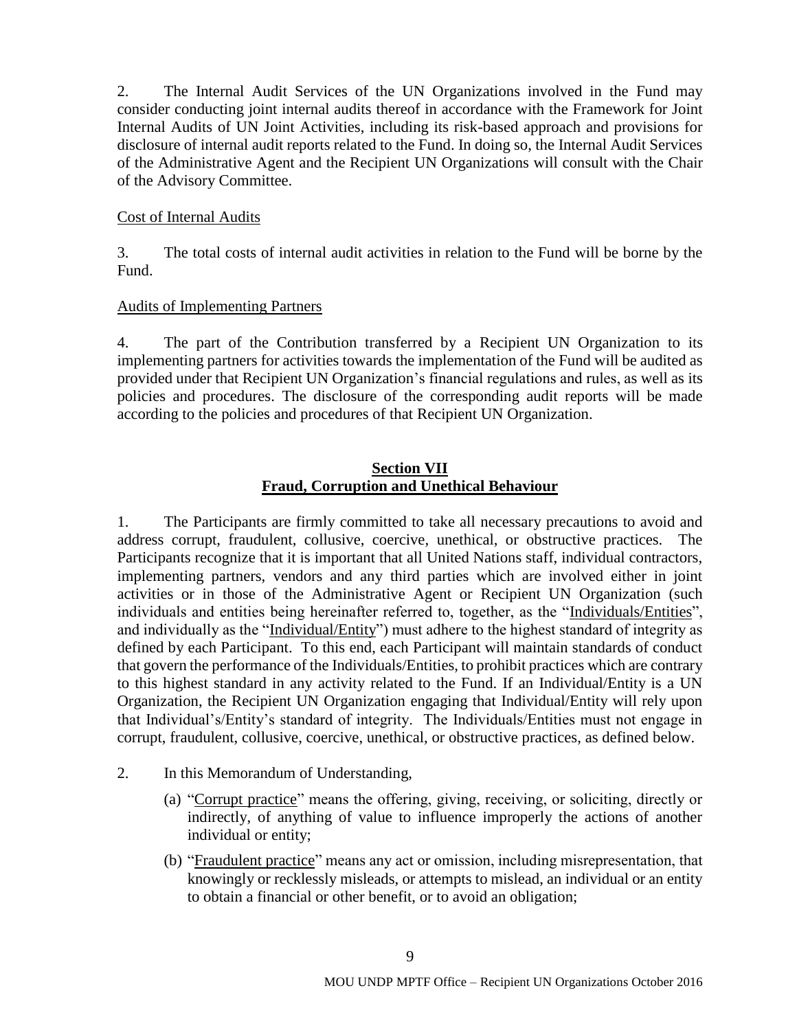2. The Internal Audit Services of the UN Organizations involved in the Fund may consider conducting joint internal audits thereof in accordance with the Framework for Joint Internal Audits of UN Joint Activities, including its risk-based approach and provisions for disclosure of internal audit reports related to the Fund. In doing so, the Internal Audit Services of the Administrative Agent and the Recipient UN Organizations will consult with the Chair of the Advisory Committee.

<u>Cost of Internal Audits</u>

3. The total costs of internal audit activities in relation to the Fund will be borne by the Fund.

<u>Audits of Implementing Partners</u>

4. The part of the Contribution transferred by a Recipient UN Organization to its implementing partners for activities towards the implementation of the Fund will be audited as provided under that Recipient UN Organization's financial regulations and rules, as well as its policies and procedures. The disclosure of the corresponding audit reports will be made according to the policies and procedures of that Recipient UN Organization.

## Section VII
## Fraud, Corruption and Unethical Behaviour

1. The Participants are firmly committed to take all necessary precautions to avoid and address corrupt, fraudulent, collusive, coercive, unethical, or obstructive practices. The Participants recognize that it is important that all United Nations staff, individual contractors, implementing partners, vendors and any third parties which are involved either in joint activities or in those of the Administrative Agent or Recipient UN Organization (such individuals and entities being hereinafter referred to, together, as the "<u>Individuals/Entities</u>", and individually as the "<u>Individual/Entity</u>") must adhere to the highest standard of integrity as defined by each Participant. To this end, each Participant will maintain standards of conduct that govern the performance of the Individuals/Entities, to prohibit practices which are contrary to this highest standard in any activity related to the Fund. If an Individual/Entity is a UN Organization, the Recipient UN Organization engaging that Individual/Entity will rely upon that Individual's/Entity's standard of integrity. The Individuals/Entities must not engage in corrupt, fraudulent, collusive, coercive, unethical, or obstructive practices, as defined below.

2. In this Memorandum of Understanding,

   (a) "<u>Corrupt practice</u>" means the offering, giving, receiving, or soliciting, directly or indirectly, of anything of value to influence improperly the actions of another individual or entity;

   (b) "<u>Fraudulent practice</u>" means any act or omission, including misrepresentation, that knowingly or recklessly misleads, or attempts to mislead, an individual or an entity to obtain a financial or other benefit, or to avoid an obligation;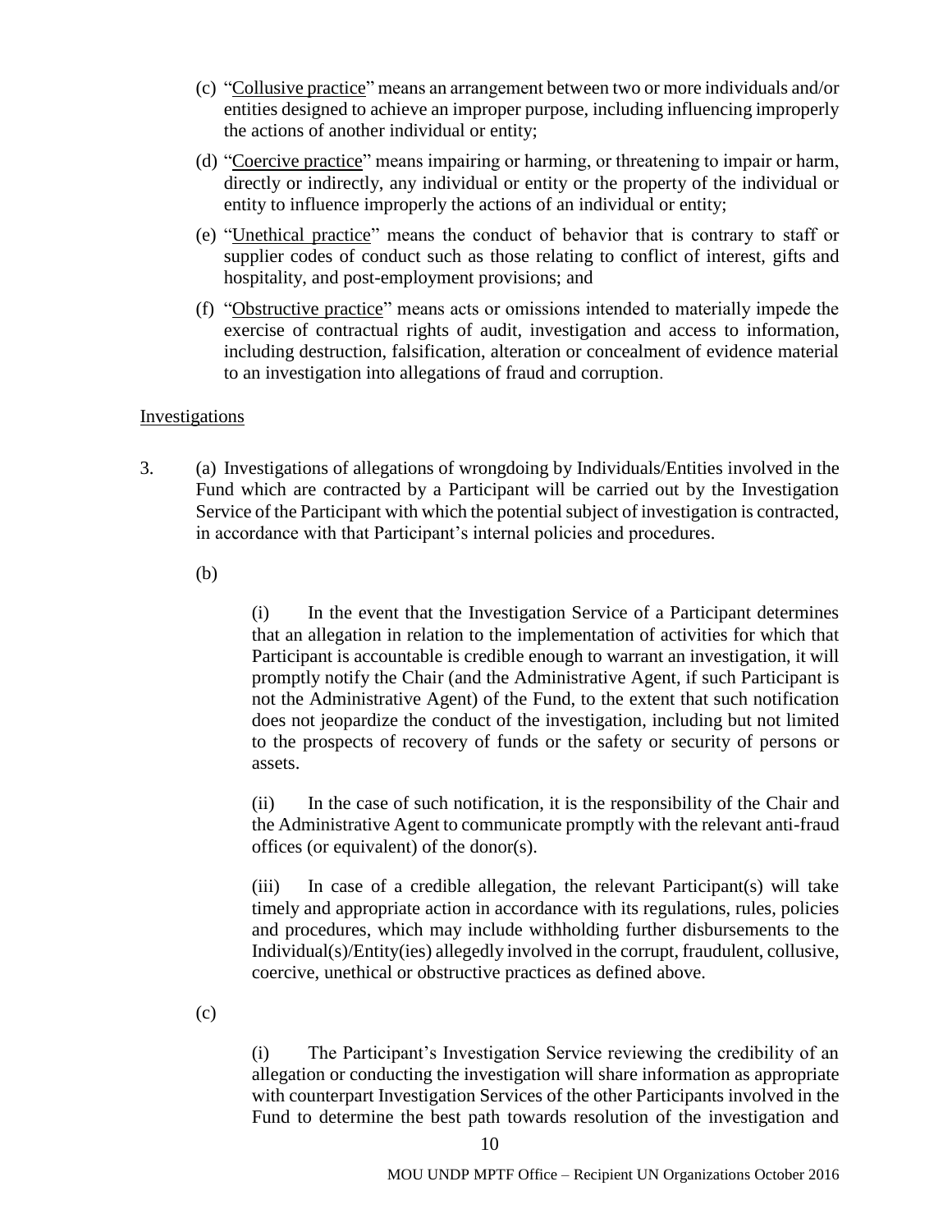(c) "Collusive practice" means an arrangement between two or more individuals and/or entities designed to achieve an improper purpose, including influencing improperly the actions of another individual or entity;

(d) "Coercive practice" means impairing or harming, or threatening to impair or harm, directly or indirectly, any individual or entity or the property of the individual or entity to influence improperly the actions of an individual or entity;

(e) "Unethical practice" means the conduct of behavior that is contrary to staff or supplier codes of conduct such as those relating to conflict of interest, gifts and hospitality, and post-employment provisions; and

(f) "Obstructive practice" means acts or omissions intended to materially impede the exercise of contractual rights of audit, investigation and access to information, including destruction, falsification, alteration or concealment of evidence material to an investigation into allegations of fraud and corruption.

Investigations

3. (a) Investigations of allegations of wrongdoing by Individuals/Entities involved in the Fund which are contracted by a Participant will be carried out by the Investigation Service of the Participant with which the potential subject of investigation is contracted, in accordance with that Participant's internal policies and procedures.

(b)

(i) In the event that the Investigation Service of a Participant determines that an allegation in relation to the implementation of activities for which that Participant is accountable is credible enough to warrant an investigation, it will promptly notify the Chair (and the Administrative Agent, if such Participant is not the Administrative Agent) of the Fund, to the extent that such notification does not jeopardize the conduct of the investigation, including but not limited to the prospects of recovery of funds or the safety or security of persons or assets.

(ii) In the case of such notification, it is the responsibility of the Chair and the Administrative Agent to communicate promptly with the relevant anti-fraud offices (or equivalent) of the donor(s).

(iii) In case of a credible allegation, the relevant Participant(s) will take timely and appropriate action in accordance with its regulations, rules, policies and procedures, which may include withholding further disbursements to the Individual(s)/Entity(ies) allegedly involved in the corrupt, fraudulent, collusive, coercive, unethical or obstructive practices as defined above.

(c)

(i) The Participant's Investigation Service reviewing the credibility of an allegation or conducting the investigation will share information as appropriate with counterpart Investigation Services of the other Participants involved in the Fund to determine the best path towards resolution of the investigation and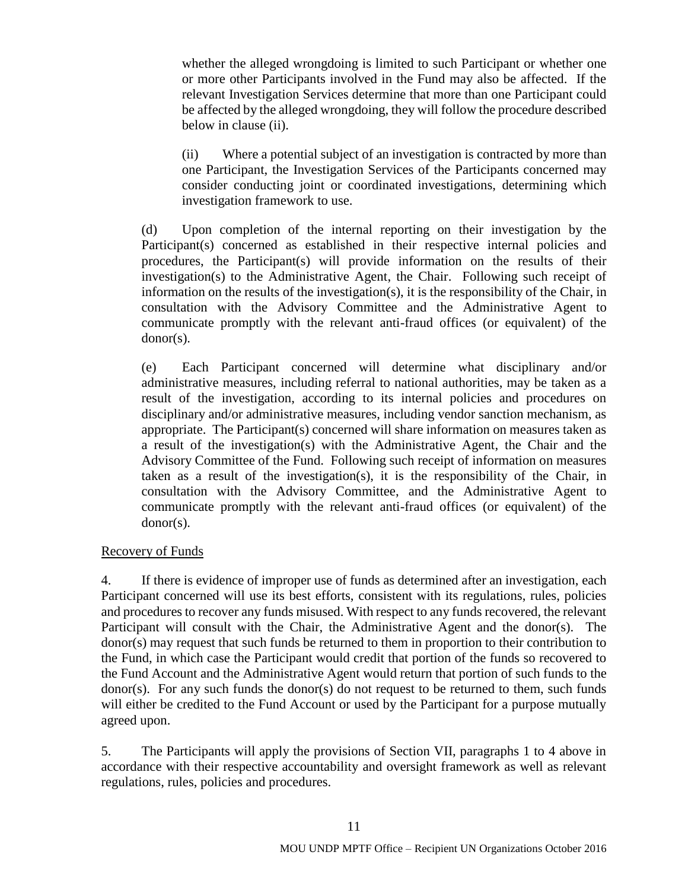whether the alleged wrongdoing is limited to such Participant or whether one or more other Participants involved in the Fund may also be affected. If the relevant Investigation Services determine that more than one Participant could be affected by the alleged wrongdoing, they will follow the procedure described below in clause (ii).

(ii) Where a potential subject of an investigation is contracted by more than one Participant, the Investigation Services of the Participants concerned may consider conducting joint or coordinated investigations, determining which investigation framework to use.

(d) Upon completion of the internal reporting on their investigation by the Participant(s) concerned as established in their respective internal policies and procedures, the Participant(s) will provide information on the results of their investigation(s) to the Administrative Agent, the Chair. Following such receipt of information on the results of the investigation(s), it is the responsibility of the Chair, in consultation with the Advisory Committee and the Administrative Agent to communicate promptly with the relevant anti-fraud offices (or equivalent) of the donor(s).

(e) Each Participant concerned will determine what disciplinary and/or administrative measures, including referral to national authorities, may be taken as a result of the investigation, according to its internal policies and procedures on disciplinary and/or administrative measures, including vendor sanction mechanism, as appropriate. The Participant(s) concerned will share information on measures taken as a result of the investigation(s) with the Administrative Agent, the Chair and the Advisory Committee of the Fund. Following such receipt of information on measures taken as a result of the investigation(s), it is the responsibility of the Chair, in consultation with the Advisory Committee, and the Administrative Agent to communicate promptly with the relevant anti-fraud offices (or equivalent) of the donor(s).

Recovery of Funds

4. If there is evidence of improper use of funds as determined after an investigation, each Participant concerned will use its best efforts, consistent with its regulations, rules, policies and procedures to recover any funds misused. With respect to any funds recovered, the relevant Participant will consult with the Chair, the Administrative Agent and the donor(s). The donor(s) may request that such funds be returned to them in proportion to their contribution to the Fund, in which case the Participant would credit that portion of the funds so recovered to the Fund Account and the Administrative Agent would return that portion of such funds to the donor(s). For any such funds the donor(s) do not request to be returned to them, such funds will either be credited to the Fund Account or used by the Participant for a purpose mutually agreed upon.

5. The Participants will apply the provisions of Section VII, paragraphs 1 to 4 above in accordance with their respective accountability and oversight framework as well as relevant regulations, rules, policies and procedures.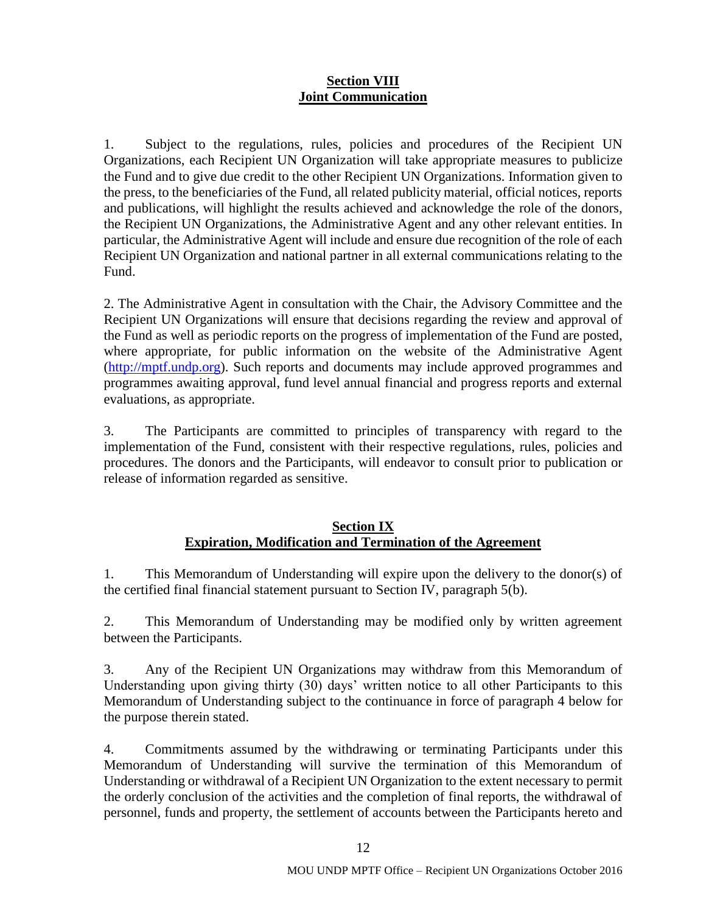## Section VIII
## Joint Communication

1. Subject to the regulations, rules, policies and procedures of the Recipient UN Organizations, each Recipient UN Organization will take appropriate measures to publicize the Fund and to give due credit to the other Recipient UN Organizations. Information given to the press, to the beneficiaries of the Fund, all related publicity material, official notices, reports and publications, will highlight the results achieved and acknowledge the role of the donors, the Recipient UN Organizations, the Administrative Agent and any other relevant entities. In particular, the Administrative Agent will include and ensure due recognition of the role of each Recipient UN Organization and national partner in all external communications relating to the Fund.

2. The Administrative Agent in consultation with the Chair, the Advisory Committee and the Recipient UN Organizations will ensure that decisions regarding the review and approval of the Fund as well as periodic reports on the progress of implementation of the Fund are posted, where appropriate, for public information on the website of the Administrative Agent ([http://mptf.undp.org](http://mptf.undp.org)). Such reports and documents may include approved programmes and programmes awaiting approval, fund level annual financial and progress reports and external evaluations, as appropriate.

3. The Participants are committed to principles of transparency with regard to the implementation of the Fund, consistent with their respective regulations, rules, policies and procedures. The donors and the Participants, will endeavor to consult prior to publication or release of information regarded as sensitive.

## Section IX
## Expiration, Modification and Termination of the Agreement

1. This Memorandum of Understanding will expire upon the delivery to the donor(s) of the certified final financial statement pursuant to Section IV, paragraph 5(b).

2. This Memorandum of Understanding may be modified only by written agreement between the Participants.

3. Any of the Recipient UN Organizations may withdraw from this Memorandum of Understanding upon giving thirty (30) days' written notice to all other Participants to this Memorandum of Understanding subject to the continuance in force of paragraph 4 below for the purpose therein stated.

4. Commitments assumed by the withdrawing or terminating Participants under this Memorandum of Understanding will survive the termination of this Memorandum of Understanding or withdrawal of a Recipient UN Organization to the extent necessary to permit the orderly conclusion of the activities and the completion of final reports, the withdrawal of personnel, funds and property, the settlement of accounts between the Participants hereto and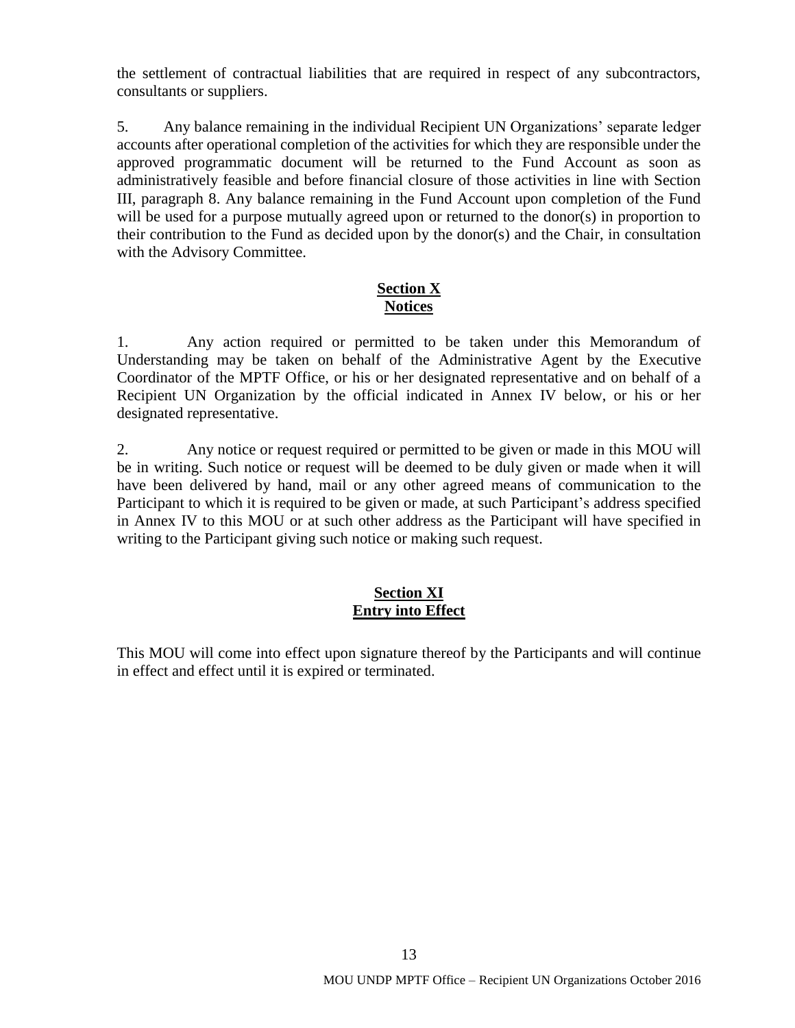the settlement of contractual liabilities that are required in respect of any subcontractors, consultants or suppliers.

5. Any balance remaining in the individual Recipient UN Organizations' separate ledger accounts after operational completion of the activities for which they are responsible under the approved programmatic document will be returned to the Fund Account as soon as administratively feasible and before financial closure of those activities in line with Section III, paragraph 8. Any balance remaining in the Fund Account upon completion of the Fund will be used for a purpose mutually agreed upon or returned to the donor(s) in proportion to their contribution to the Fund as decided upon by the donor(s) and the Chair, in consultation with the Advisory Committee.

## Section X
## Notices

1. Any action required or permitted to be taken under this Memorandum of Understanding may be taken on behalf of the Administrative Agent by the Executive Coordinator of the MPTF Office, or his or her designated representative and on behalf of a Recipient UN Organization by the official indicated in Annex IV below, or his or her designated representative.

2. Any notice or request required or permitted to be given or made in this MOU will be in writing. Such notice or request will be deemed to be duly given or made when it will have been delivered by hand, mail or any other agreed means of communication to the Participant to which it is required to be given or made, at such Participant's address specified in Annex IV to this MOU or at such other address as the Participant will have specified in writing to the Participant giving such notice or making such request.

## Section XI
## Entry into Effect

This MOU will come into effect upon signature thereof by the Participants and will continue in effect and effect until it is expired or terminated.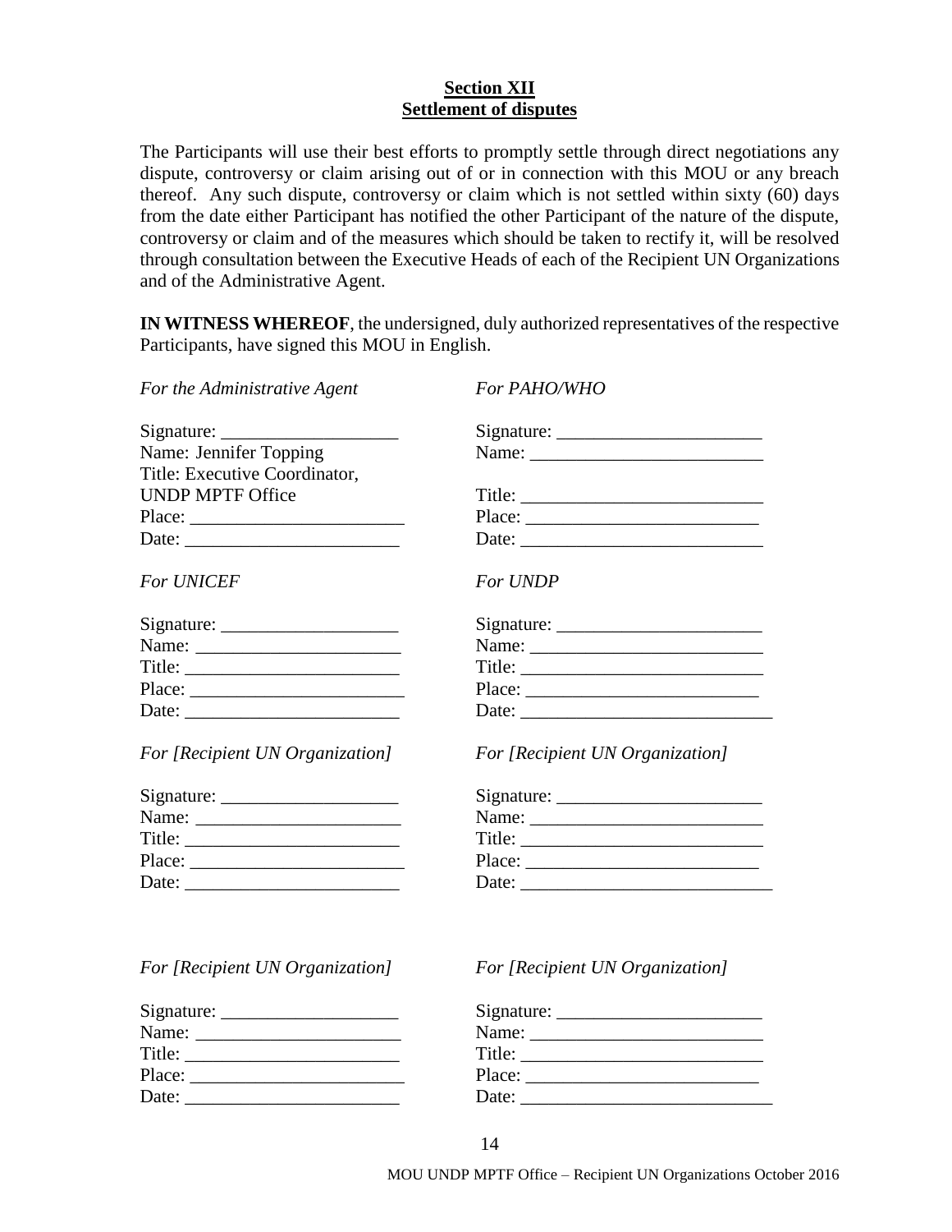## Section XII
## Settlement of disputes

The Participants will use their best efforts to promptly settle through direct negotiations any dispute, controversy or claim arising out of or in connection with this MOU or any breach thereof. Any such dispute, controversy or claim which is not settled within sixty (60) days from the date either Participant has notified the other Participant of the nature of the dispute, controversy or claim and of the measures which should be taken to rectify it, will be resolved through consultation between the Executive Heads of each of the Recipient UN Organizations and of the Administrative Agent.

**IN WITNESS WHEREOF**, the undersigned, duly authorized representatives of the respective Participants, have signed this MOU in English.

*For the Administrative Agent*

Signature: ___________________
Name: Jennifer Topping
Title: Executive Coordinator, UNDP MPTF Office
Place: _______________________
Date: _______________________

*For PAHO/WHO*

Signature: ______________________
Name: _________________________
Title: __________________________
Place: _________________________
Date: __________________________

*For UNICEF*

Signature: ___________________
Name: ______________________
Title: _______________________
Place: _______________________
Date: _______________________

*For UNDP*

Signature: ______________________
Name: _________________________
Title: __________________________
Place: _________________________
Date: ___________________________

*For [Recipient UN Organization]*

Signature: ___________________
Name: ______________________
Title: _______________________
Place: _______________________
Date: _______________________

*For [Recipient UN Organization]*

Signature: ______________________
Name: _________________________
Title: __________________________
Place: _________________________
Date: ___________________________

*For [Recipient UN Organization]*

Signature: ___________________
Name: ______________________
Title: _______________________
Place: _______________________
Date: _______________________

*For [Recipient UN Organization]*

Signature: ______________________
Name: _________________________
Title: __________________________
Place: _________________________
Date: ___________________________

MOU UNDP MPTF Office – Recipient UN Organizations October 2016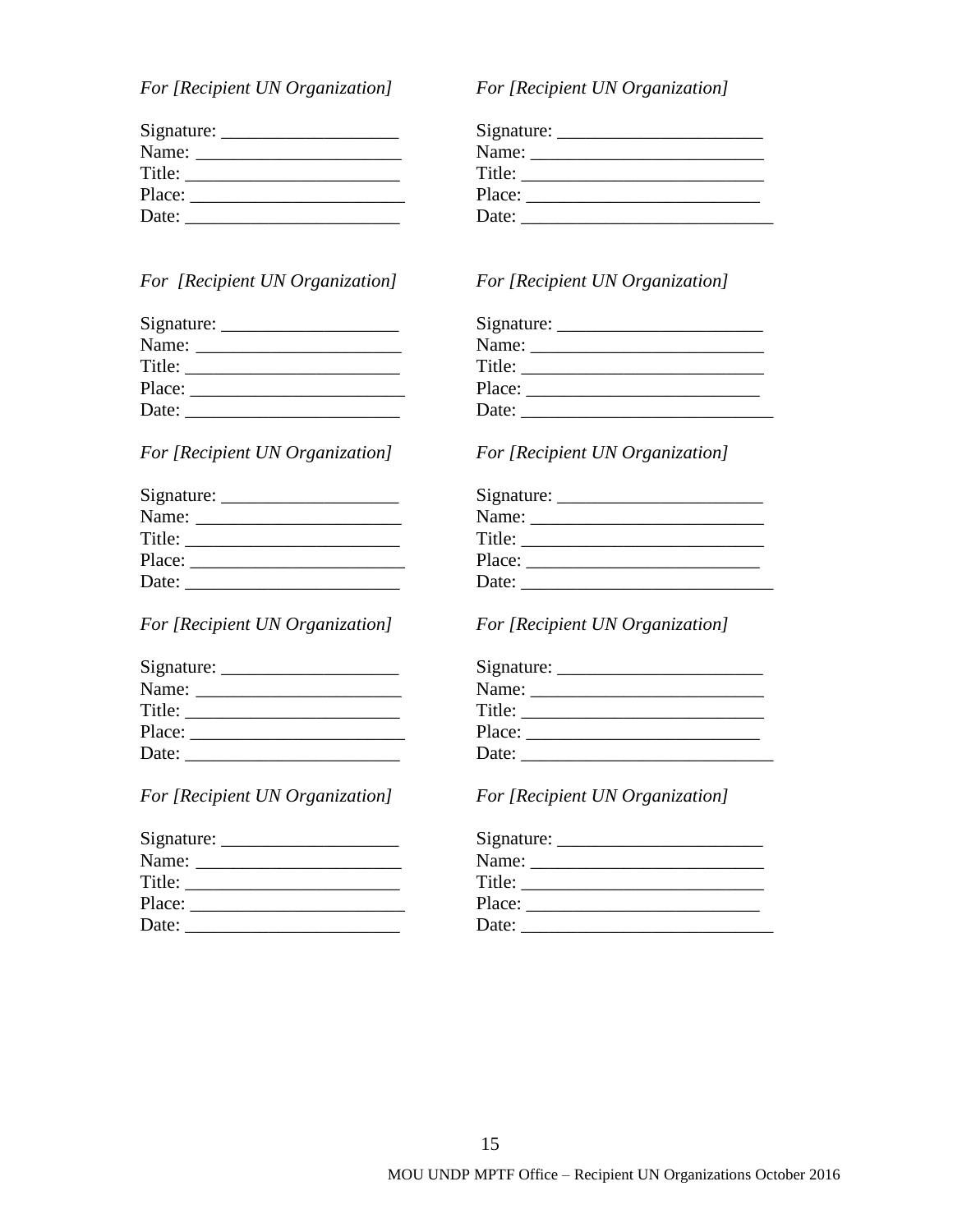*For [Recipient UN Organization]*

Signature: ___________________
Name: _____________________
Title: ______________________
Place: ______________________
Date: ______________________

*For [Recipient UN Organization]*

Signature: _____________________
Name: _______________________
Title: ________________________
Place: _______________________
Date: __________________________

*For [Recipient UN Organization]*

Signature: ___________________
Name: _____________________
Title: ______________________
Place: ______________________
Date: ______________________

*For [Recipient UN Organization]*

Signature: _____________________
Name: _______________________
Title: ________________________
Place: _______________________
Date: __________________________

*For [Recipient UN Organization]*

Signature: ___________________
Name: _____________________
Title: ______________________
Place: ______________________
Date: ______________________

*For [Recipient UN Organization]*

Signature: _____________________
Name: _______________________
Title: ________________________
Place: _______________________
Date: __________________________

*For [Recipient UN Organization]*

Signature: ___________________
Name: _____________________
Title: ______________________
Place: ______________________
Date: ______________________

*For [Recipient UN Organization]*

Signature: _____________________
Name: _______________________
Title: ________________________
Place: _______________________
Date: __________________________

*For [Recipient UN Organization]*

Signature: ___________________
Name: _____________________
Title: ______________________
Place: ______________________
Date: ______________________

*For [Recipient UN Organization]*

Signature: _____________________
Name: _______________________
Title: ________________________
Place: _______________________
Date: __________________________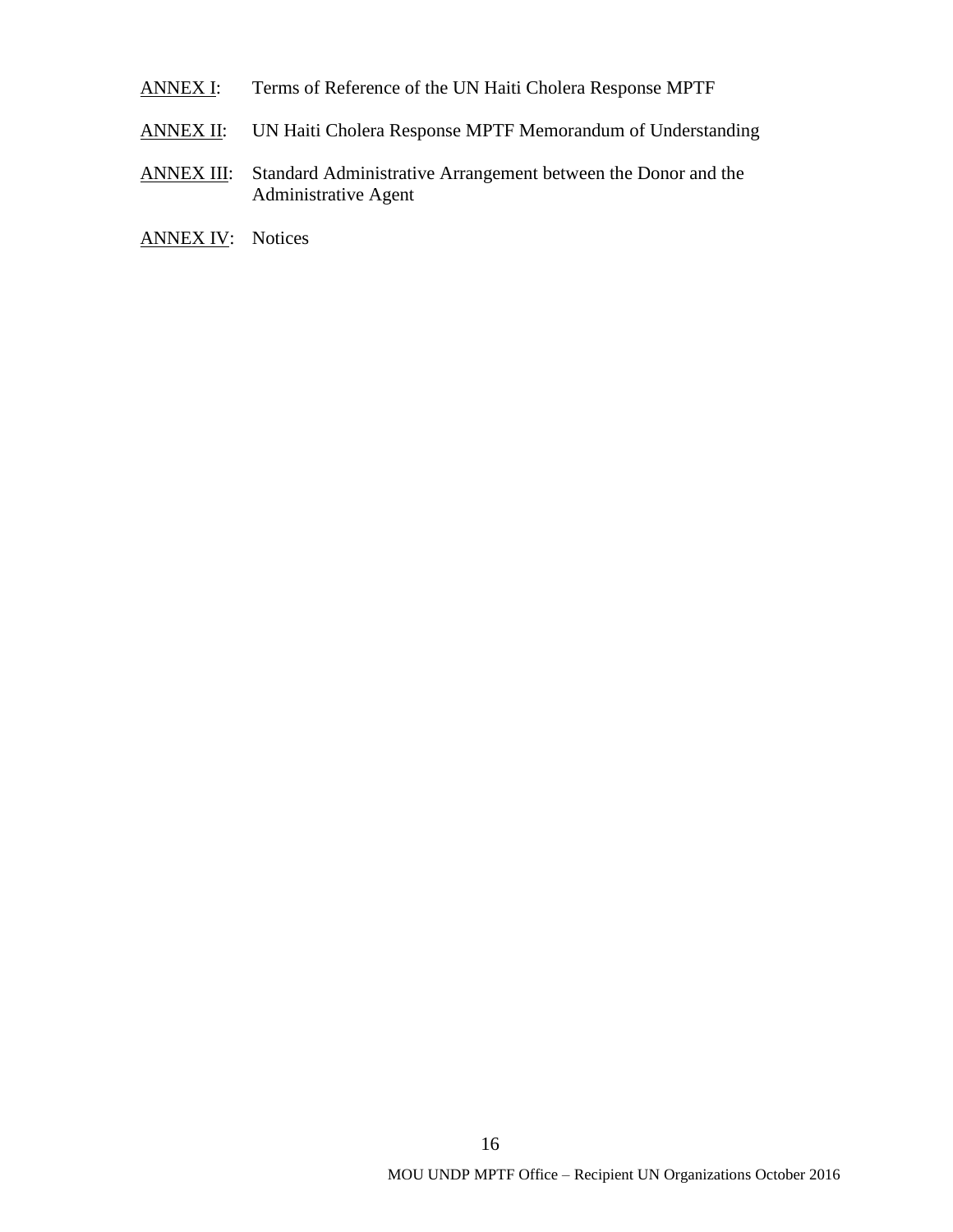ANNEX I: Terms of Reference of the UN Haiti Cholera Response MPTF

ANNEX II: UN Haiti Cholera Response MPTF Memorandum of Understanding

ANNEX III: Standard Administrative Arrangement between the Donor and the Administrative Agent

ANNEX IV: Notices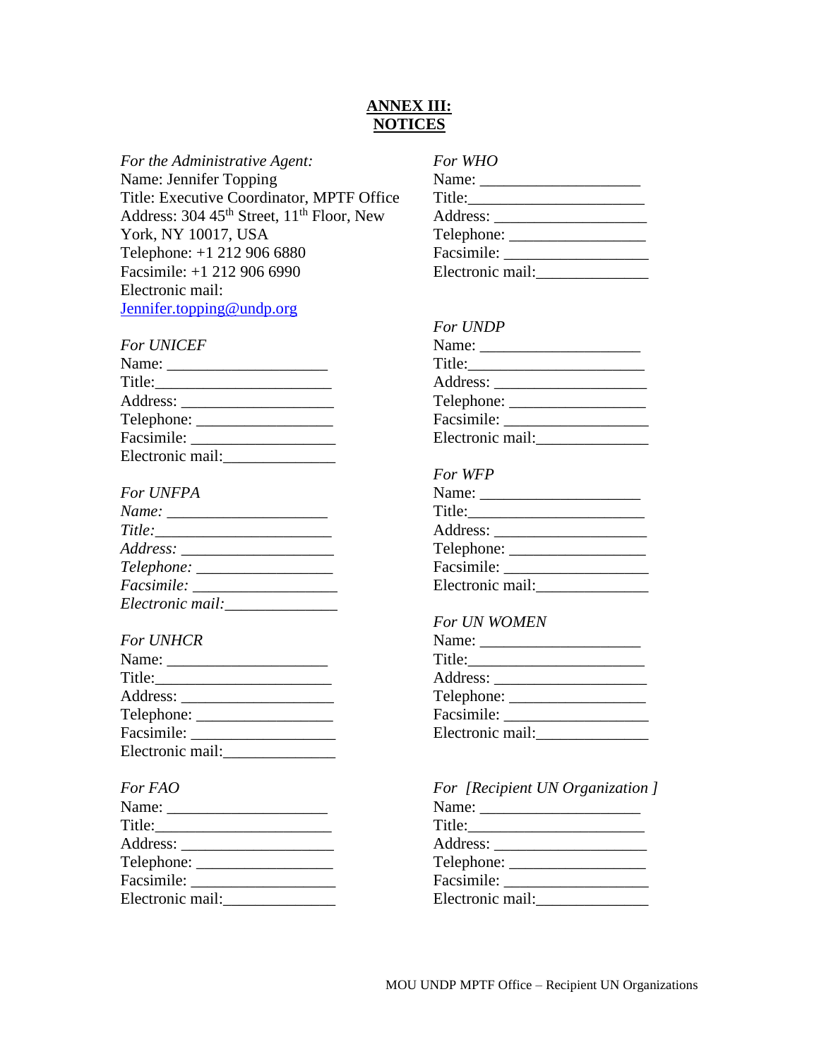## ANNEX III:
## NOTICES

*For the Administrative Agent:*
Name: Jennifer Topping
Title: Executive Coordinator, MPTF Office
Address: 304 45th Street, 11th Floor, New York, NY 10017, USA
Telephone: +1 212 906 6880
Facsimile: +1 212 906 6990
Electronic mail:
Jennifer.topping@undp.org

*For UNICEF*
Name: ____________________
Title:_____________________
Address: __________________
Telephone: ________________
Facsimile: _________________
Electronic mail:_____________

*For UNFPA*
*Name:* ____________________
*Title:*_____________________
*Address:* __________________
*Telephone:* ________________
*Facsimile:* _________________
*Electronic mail:*_____________

*For UNHCR*
Name: ____________________
Title:_____________________
Address: __________________
Telephone: ________________
Facsimile: _________________
Electronic mail:_____________

*For FAO*
Name: ____________________
Title:_____________________
Address: __________________
Telephone: ________________
Facsimile: _________________
Electronic mail:_____________

*For WHO*
Name: ____________________
Title:_____________________
Address: __________________
Telephone: ________________
Facsimile: _________________
Electronic mail:_____________

*For UNDP*
Name: ____________________
Title:_____________________
Address: __________________
Telephone: ________________
Facsimile: _________________
Electronic mail:_____________

*For WFP*
Name: ____________________
Title:_____________________
Address: __________________
Telephone: ________________
Facsimile: _________________
Electronic mail:_____________

*For UN WOMEN*
Name: ____________________
Title:_____________________
Address: __________________
Telephone: ________________
Facsimile: _________________
Electronic mail:_____________

*For [Recipient UN Organization ]*
Name: ____________________
Title:_____________________
Address: __________________
Telephone: ________________
Facsimile: _________________
Electronic mail:_____________